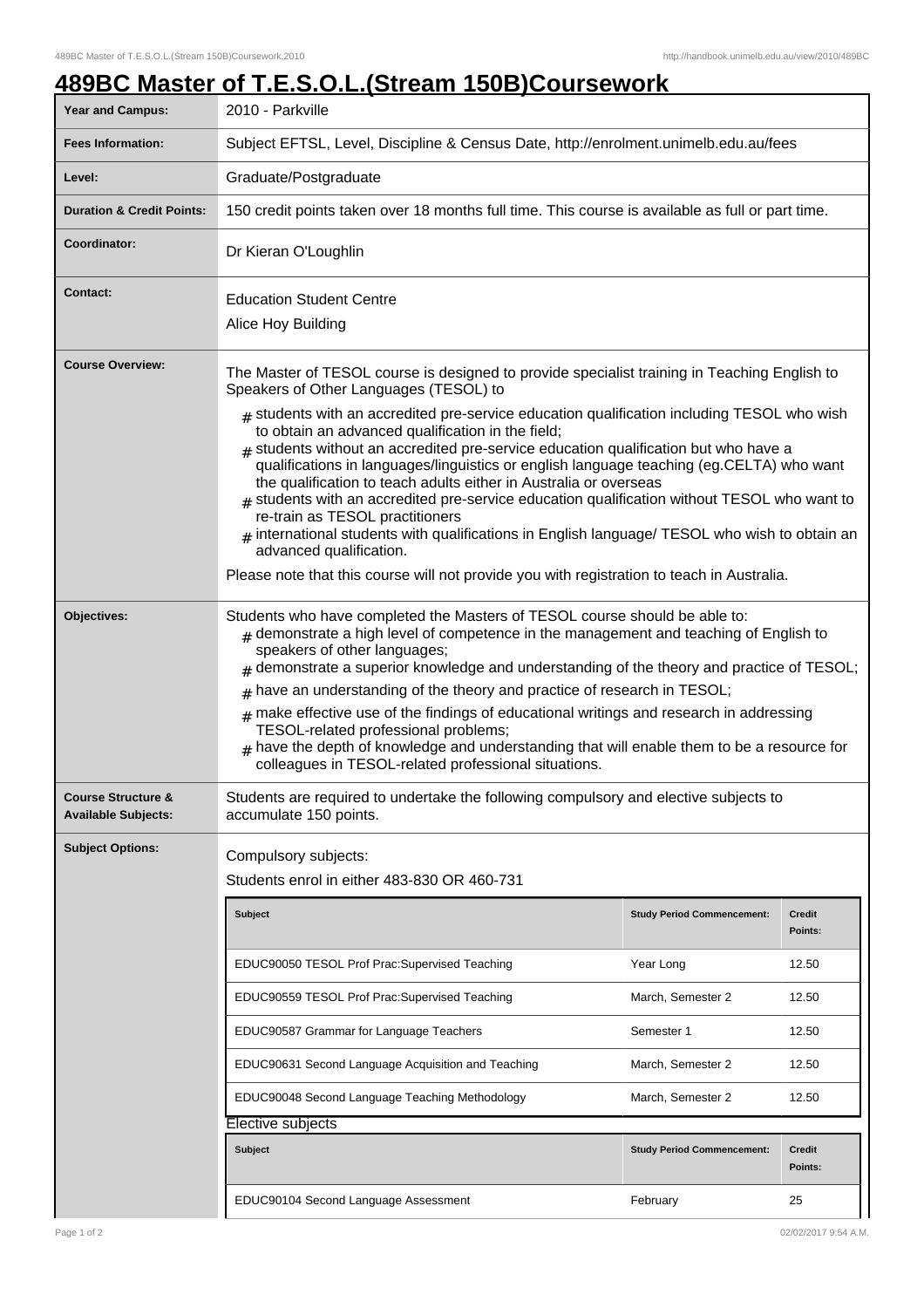# 489BC Master of T.E.S.O.L.(Stream 150B)Coursework

| Year and Campus: | 2010 - Parkville |
|---|---|
| Fees Information: | Subject EFTSL, Level, Discipline & Census Date, http://enrolment.unimelb.edu.au/fees |
| Level: | Graduate/Postgraduate |
| Duration & Credit Points: | 150 credit points taken over 18 months full time. This course is available as full or part time. |
| Coordinator: | Dr Kieran O'Loughlin |
| Contact: | Education Student Centre<br>Alice Hoy Building |
| Course Overview: | The Master of TESOL course is designed to provide specialist training in Teaching English to Speakers of Other Languages (TESOL) to<br># students with an accredited pre-service education qualification including TESOL who wish to obtain an advanced qualification in the field;<br># students without an accredited pre-service education qualification but who have a qualifications in languages/linguistics or english language teaching (eg.CELTA) who want the qualification to teach adults either in Australia or overseas<br># students with an accredited pre-service education qualification without TESOL who want to re-train as TESOL practitioners<br># international students with qualifications in English language/ TESOL who wish to obtain an advanced qualification.<br>Please note that this course will not provide you with registration to teach in Australia. |
| Objectives: | Students who have completed the Masters of TESOL course should be able to:<br># demonstrate a high level of competence in the management and teaching of English to speakers of other languages;<br># demonstrate a superior knowledge and understanding of the theory and practice of TESOL;<br># have an understanding of the theory and practice of research in TESOL;<br># make effective use of the findings of educational writings and research in addressing TESOL-related professional problems;<br># have the depth of knowledge and understanding that will enable them to be a resource for colleagues in TESOL-related professional situations. |
| Course Structure & Available Subjects: | Students are required to undertake the following compulsory and elective subjects to accumulate 150 points. |
| Subject Options: | Compulsory subjects:<br>Students enrol in either 483-830 OR 460-731 |

Compulsory subjects:

| Subject | Study Period Commencement: | Credit Points: |
|---|---|---|
| EDUC90050 TESOL Prof Prac:Supervised Teaching | Year Long | 12.50 |
| EDUC90559 TESOL Prof Prac:Supervised Teaching | March, Semester 2 | 12.50 |
| EDUC90587 Grammar for Language Teachers | Semester 1 | 12.50 |
| EDUC90631 Second Language Acquisition and Teaching | March, Semester 2 | 12.50 |
| EDUC90048 Second Language Teaching Methodology | March, Semester 2 | 12.50 |

Elective subjects

| Subject | Study Period Commencement: | Credit Points: |
|---|---|---|
| EDUC90104 Second Language Assessment | February | 25 |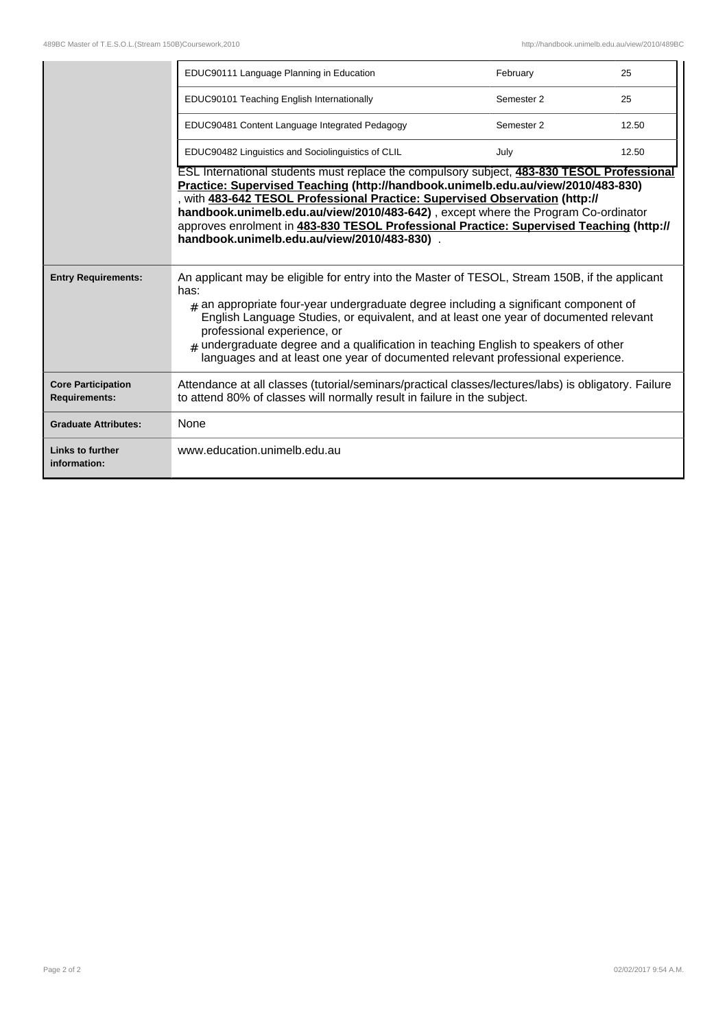| | | | |
|---|---|---|---|
| | EDUC90111 Language Planning in Education | February | 25 |
| | EDUC90101 Teaching English Internationally | Semester 2 | 25 |
| | EDUC90481 Content Language Integrated Pedagogy | Semester 2 | 12.50 |
| | EDUC90482 Linguistics and Sociolinguistics of CLIL | July | 12.50 |
| | ESL International students must replace the compulsory subject, **483-830 TESOL Professional Practice: Supervised Teaching (http://handbook.unimelb.edu.au/view/2010/483-830)**, with **483-642 TESOL Professional Practice: Supervised Observation (http://handbook.unimelb.edu.au/view/2010/483-642)**, except where the Program Co-ordinator approves enrolment in **483-830 TESOL Professional Practice: Supervised Teaching (http://handbook.unimelb.edu.au/view/2010/483-830)**. | | |
| **Entry Requirements:** | An applicant may be eligible for entry into the Master of TESOL, Stream 150B, if the applicant has:<br># an appropriate four-year undergraduate degree including a significant component of English Language Studies, or equivalent, and at least one year of documented relevant professional experience, or<br># undergraduate degree and a qualification in teaching English to speakers of other languages and at least one year of documented relevant professional experience. | | |
| **Core Participation Requirements:** | Attendance at all classes (tutorial/seminars/practical classes/lectures/labs) is obligatory. Failure to attend 80% of classes will normally result in failure in the subject. | | |
| **Graduate Attributes:** | None | | |
| **Links to further information:** | www.education.unimelb.edu.au | | |